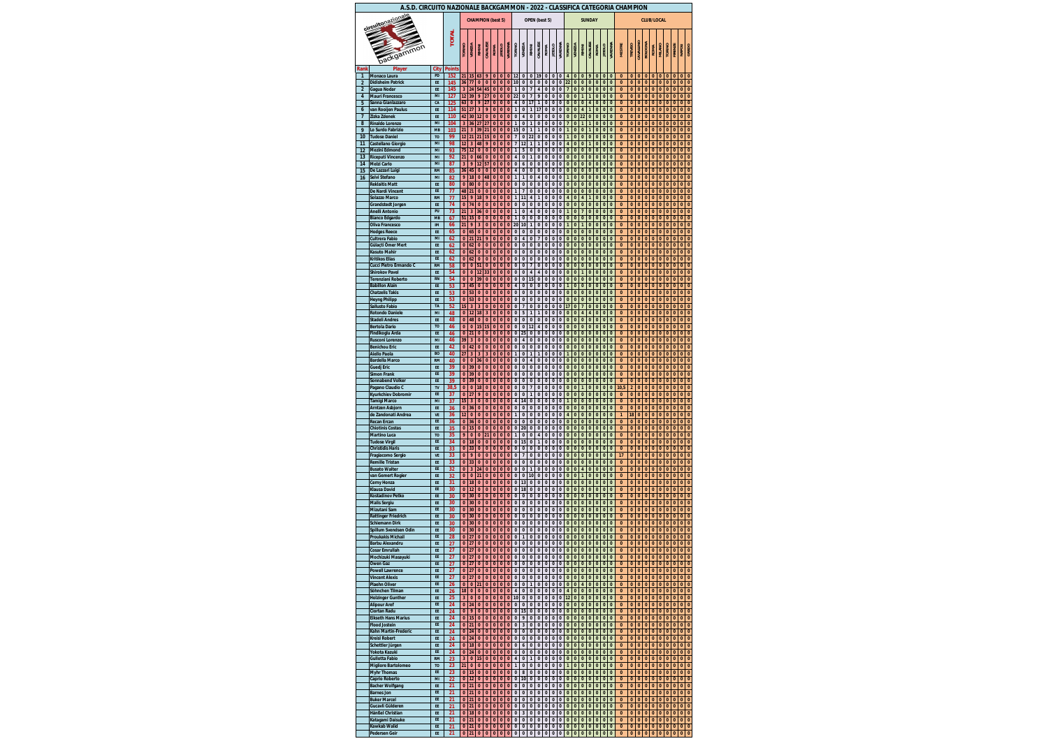# A.S.D. CIRCUITO NAZIONALE BACKGAMMON - 2022 - CLASSIFICA CATEGORIA CHAMPION

| Rank | Player | City | TOTAL Points | CHAMPION (best 5) | | | | | | | OPEN (best 5) | | | | | | | SUNDAY | | | | | | | CLUB/LOCAL | | | | | | | | | |
|---|---|---|---|---|---|---|---|---|---|---|---|---|---|---|---|---|---|---|---|---|---|---|---|---|---|---|---|---|---|---|---|---|---|---|
| | | | | TORINO | VENEZIA | RIMINI | CAVALESE | ROMA | JESOLO | VARENNA | TORINO | VENEZIA | RIMINI | CAVALESE | ROMA | JESOLO | VARENNA | TORINO | VENEZIA | RIMINI | CAVALESE | ROMA | JESOLO | VARENNA | MESTRE | TREVISO | CAVAGNINO | BOLOGNA | ROMA | MILANO | TORINO | VARESE | NAPOLI | ODDO |
| 1 | Monaco Laura | PD | 152 | 21 | 15 | 63 | 9 | 0 | 0 | 0 | 12 | 0 | 0 | 19 | 0 | 0 | 0 | 4 | 0 | 0 | 9 | 0 | 0 | 0 | 0 | 0 | 0 | 0 | 0 | 0 | 0 | 0 | 0 | 0 |
| 2 | Didisheim Patrick | EE | 145 | 36 | 77 | 0 | 0 | 0 | 0 | 0 | 10 | 0 | 0 | 0 | 0 | 0 | 0 | 22 | 0 | 0 | 0 | 0 | 0 | 0 | 0 | 0 | 0 | 0 | 0 | 0 | 0 | 0 | 0 | 0 |
| 2 | Gagua Nodar | EE | 145 | 3 | 24 | 54 | 45 | 0 | 0 | 0 | 1 | 0 | 7 | 4 | 0 | 0 | 0 | 7 | 0 | 0 | 0 | 0 | 0 | 0 | 0 | 0 | 0 | 0 | 0 | 0 | 0 | 0 | 0 | 0 |
| 4 | Mauri Francesco | MI | 127 | 12 | 39 | 9 | 27 | 0 | 0 | 0 | 22 | 0 | 7 | 9 | 0 | 0 | 0 | 0 | 0 | 1 | 1 | 0 | 0 | 0 | 0 | 0 | 0 | 0 | 0 | 0 | 0 | 0 | 0 | 0 |
| 5 | Sanna Gianlazzaro | CA | 125 | 63 | 0 | 9 | 27 | 0 | 0 | 0 | 4 | 0 | 17 | 1 | 0 | 0 | 0 | 0 | 0 | 0 | 4 | 0 | 0 | 0 | 0 | 0 | 0 | 0 | 0 | 0 | 0 | 0 | 0 | 0 |
| 6 | van Rooijen Paulus | EE | 114 | 51 | 27 | 3 | 9 | 0 | 0 | 0 | 1 | 0 | 1 | 17 | 0 | 0 | 0 | 0 | 0 | 4 | 1 | 0 | 0 | 0 | 0 | 0 | 0 | 0 | 0 | 0 | 0 | 0 | 0 | 0 |
| 7 | Zizka Zdenek | EE | 110 | 42 | 30 | 12 | 0 | 0 | 0 | 0 | 0 | 4 | 0 | 0 | 0 | 0 | 0 | 0 | 0 | 22 | 0 | 0 | 0 | 0 | 0 | 0 | 0 | 0 | 0 | 0 | 0 | 0 | 0 | 0 |
| 8 | Rinaldo Lorenzo | MI | 104 | 3 | 36 | 27 | 27 | 0 | 0 | 0 | 1 | 0 | 1 | 0 | 0 | 0 | 0 | 7 | 0 | 1 | 1 | 0 | 0 | 0 | 0 | 0 | 0 | 0 | 0 | 0 | 0 | 0 | 0 | 0 |
| 9 | Lo Surdo Fabrizio | MB | 103 | 21 | 3 | 39 | 21 | 0 | 0 | 0 | 15 | 0 | 1 | 1 | 0 | 0 | 0 | 1 | 0 | 0 | 1 | 0 | 0 | 0 | 0 | 0 | 0 | 0 | 0 | 0 | 0 | 0 | 0 | 0 |
| 10 | Tudose Daniel | TO | 99 | 12 | 21 | 21 | 15 | 0 | 0 | 0 | 7 | 0 | 22 | 0 | 0 | 0 | 0 | 1 | 0 | 0 | 0 | 0 | 0 | 0 | 0 | 0 | 0 | 0 | 0 | 0 | 0 | 0 | 0 | 0 |
| 11 | Castellano Giorgio | MI | 98 | 12 | 3 | 48 | 9 | 0 | 0 | 0 | 7 | 12 | 1 | 1 | 0 | 0 | 0 | 4 | 0 | 0 | 1 | 0 | 0 | 0 | 0 | 0 | 0 | 0 | 0 | 0 | 0 | 0 | 0 | 0 |
| 12 | Mezini Edmond | MI | 93 | 75 | 12 | 0 | 0 | 0 | 0 | 0 | 1 | 5 | 0 | 0 | 0 | 0 | 0 | 0 | 0 | 0 | 0 | 0 | 0 | 0 | 0 | 0 | 0 | 0 | 0 | 0 | 0 | 0 | 0 | 0 |
| 13 | Riceputi Vincenzo | MI | 92 | 21 | 0 | 66 | 0 | 0 | 0 | 0 | 4 | 0 | 1 | 0 | 0 | 0 | 0 | 0 | 0 | 0 | 0 | 0 | 0 | 0 | 0 | 0 | 0 | 0 | 0 | 0 | 0 | 0 | 0 | 0 |
| 14 | Melzi Carlo | MI | 87 | 3 | 9 | 12 | 57 | 0 | 0 | 0 | 0 | 6 | 0 | 0 | 0 | 0 | 0 | 0 | 0 | 0 | 0 | 0 | 0 | 0 | 0 | 0 | 0 | 0 | 0 | 0 | 0 | 0 | 0 | 0 |
| 15 | De Lazzari Luigi | RM | 85 | 36 | 45 | 0 | 0 | 0 | 0 | 0 | 4 | 0 | 0 | 0 | 0 | 0 | 0 | 0 | 0 | 0 | 0 | 0 | 0 | 0 | 0 | 0 | 0 | 0 | 0 | 0 | 0 | 0 | 0 | 0 |
| 16 | Selvi Stefano | MI | 82 | 9 | 18 | 0 | 48 | 0 | 0 | 0 | 1 | 1 | 0 | 4 | 0 | 0 | 0 | 1 | 0 | 0 | 0 | 0 | 0 | 0 | 0 | 0 | 0 | 0 | 0 | 0 | 0 | 0 | 0 | 0 |
| | Reklaitis Matt | EE | 80 | 0 | 80 | 0 | 0 | 0 | 0 | 0 | 0 | 0 | 0 | 0 | 0 | 0 | 0 | 0 | 0 | 0 | 0 | 0 | 0 | 0 | 0 | 0 | 0 | 0 | 0 | 0 | 0 | 0 | 0 | 0 |
| | De Nardi Vincent | EE | 77 | 48 | 21 | 0 | 0 | 0 | 0 | 0 | 1 | 7 | 0 | 0 | 0 | 0 | 0 | 0 | 0 | 0 | 0 | 0 | 0 | 0 | 0 | 0 | 0 | 0 | 0 | 0 | 0 | 0 | 0 | 0 |
| | Solazzo Marco | RM | 77 | 15 | 9 | 18 | 9 | 0 | 0 | 0 | 1 | 11 | 4 | 1 | 0 | 0 | 0 | 4 | 0 | 4 | 1 | 0 | 0 | 0 | 0 | 0 | 0 | 0 | 0 | 0 | 0 | 0 | 0 | 0 |
| | Grandstedt Jorgen | EE | 74 | 0 | 74 | 0 | 0 | 0 | 0 | 0 | 0 | 0 | 0 | 0 | 0 | 0 | 0 | 0 | 0 | 0 | 0 | 0 | 0 | 0 | 0 | 0 | 0 | 0 | 0 | 0 | 0 | 0 | 0 | 0 |
| | Anelli Antonio | PU | 73 | 21 | 3 | 36 | 0 | 0 | 0 | 0 | 1 | 0 | 4 | 0 | 0 | 0 | 0 | 1 | 0 | 7 | 0 | 0 | 0 | 0 | 0 | 0 | 0 | 0 | 0 | 0 | 0 | 0 | 0 | 0 |
| | Bianco Edgardo | MB | 67 | 51 | 15 | 0 | 0 | 0 | 0 | 0 | 1 | 0 | 0 | 0 | 0 | 0 | 0 | 0 | 0 | 0 | 0 | 0 | 0 | 0 | 0 | 0 | 0 | 0 | 0 | 0 | 0 | 0 | 0 | 0 |
| | Oliva Francesco | IM | 66 | 21 | 9 | 3 | 0 | 0 | 0 | 0 | 20 | 10 | 1 | 0 | 0 | 0 | 0 | 1 | 0 | 1 | 0 | 0 | 0 | 0 | 0 | 0 | 0 | 0 | 0 | 0 | 0 | 0 | 0 | 0 |
| | Hodges Reece | EE | 65 | 0 | 65 | 0 | 0 | 0 | 0 | 0 | 0 | 0 | 0 | 0 | 0 | 0 | 0 | 0 | 0 | 0 | 0 | 0 | 0 | 0 | 0 | 0 | 0 | 0 | 0 | 0 | 0 | 0 | 0 | 0 |
| | Cultrera Fabio | MI | 62 | 0 | 21 | 21 | 9 | 0 | 0 | 0 | 0 | 4 | 0 | 7 | 0 | 0 | 0 | 0 | 0 | 0 | 0 | 0 | 0 | 0 | 0 | 0 | 0 | 0 | 0 | 0 | 0 | 0 | 0 | 0 |
| | Gülaçti Ömer Mert | EE | 62 | 0 | 62 | 0 | 0 | 0 | 0 | 0 | 0 | 0 | 0 | 0 | 0 | 0 | 0 | 0 | 0 | 0 | 0 | 0 | 0 | 0 | 0 | 0 | 0 | 0 | 0 | 0 | 0 | 0 | 0 | 0 |
| | Kasuto Mahir | EE | 62 | 0 | 62 | 0 | 0 | 0 | 0 | 0 | 0 | 0 | 0 | 0 | 0 | 0 | 0 | 0 | 0 | 0 | 0 | 0 | 0 | 0 | 0 | 0 | 0 | 0 | 0 | 0 | 0 | 0 | 0 | 0 |
| | Kritikos Elias | EE | 62 | 0 | 62 | 0 | 0 | 0 | 0 | 0 | 0 | 0 | 0 | 0 | 0 | 0 | 0 | 0 | 0 | 0 | 0 | 0 | 0 | 0 | 0 | 0 | 0 | 0 | 0 | 0 | 0 | 0 | 0 | 0 |
| | Cucci Pietro Ermando C | RM | 58 | 0 | 0 | 51 | 0 | 0 | 0 | 0 | 0 | 0 | 7 | 0 | 0 | 0 | 0 | 0 | 0 | 0 | 0 | 0 | 0 | 0 | 0 | 0 | 0 | 0 | 0 | 0 | 0 | 0 | 0 | 0 |
| | Shirokov Pavel | EE | 54 | 0 | 0 | 12 | 33 | 0 | 0 | 0 | 0 | 0 | 4 | 4 | 0 | 0 | 0 | 0 | 0 | 1 | 0 | 0 | 0 | 0 | 0 | 0 | 0 | 0 | 0 | 0 | 0 | 0 | 0 | 0 |
| | Terenziani Roberto | RN | 54 | 0 | 0 | 39 | 0 | 0 | 0 | 0 | 0 | 0 | 15 | 0 | 0 | 0 | 0 | 0 | 0 | 0 | 0 | 0 | 0 | 0 | 0 | 0 | 0 | 0 | 0 | 0 | 0 | 0 | 0 | 0 |
| | Babillon Alain | EE | 53 | 3 | 45 | 0 | 0 | 0 | 0 | 0 | 4 | 0 | 0 | 0 | 0 | 0 | 0 | 1 | 0 | 0 | 0 | 0 | 0 | 0 | 0 | 0 | 0 | 0 | 0 | 0 | 0 | 0 | 0 | 0 |
| | Chatzelis Takis | EE | 53 | 0 | 53 | 0 | 0 | 0 | 0 | 0 | 0 | 0 | 0 | 0 | 0 | 0 | 0 | 0 | 0 | 0 | 0 | 0 | 0 | 0 | 0 | 0 | 0 | 0 | 0 | 0 | 0 | 0 | 0 | 0 |
| | Heyng Philipp | EE | 53 | 0 | 53 | 0 | 0 | 0 | 0 | 0 | 0 | 0 | 0 | 0 | 0 | 0 | 0 | 0 | 0 | 0 | 0 | 0 | 0 | 0 | 0 | 0 | 0 | 0 | 0 | 0 | 0 | 0 | 0 | 0 |
| | Sallusto Fabio | TA | 52 | 15 | 3 | 3 | 0 | 0 | 0 | 0 | 0 | 7 | 0 | 0 | 0 | 0 | 0 | 17 | 0 | 7 | 0 | 0 | 0 | 0 | 0 | 0 | 0 | 0 | 0 | 0 | 0 | 0 | 0 | 0 |
| | Rotondo Daniele | MI | 48 | 0 | 12 | 18 | 3 | 0 | 0 | 0 | 0 | 5 | 1 | 1 | 0 | 0 | 0 | 0 | 0 | 4 | 4 | 0 | 0 | 0 | 0 | 0 | 0 | 0 | 0 | 0 | 0 | 0 | 0 | 0 |
| | Stadeli Andres | EE | 48 | 0 | 48 | 0 | 0 | 0 | 0 | 0 | 0 | 0 | 0 | 0 | 0 | 0 | 0 | 0 | 0 | 0 | 0 | 0 | 0 | 0 | 0 | 0 | 0 | 0 | 0 | 0 | 0 | 0 | 0 | 0 |
| | Bertola Dario | TO | 46 | 0 | 0 | 15 | 15 | 0 | 0 | 0 | 0 | 0 | 12 | 4 | 0 | 0 | 0 | 0 | 0 | 0 | 0 | 0 | 0 | 0 | 0 | 0 | 0 | 0 | 0 | 0 | 0 | 0 | 0 | 0 |
| | Findikoglu Arda | EE | 46 | 0 | 21 | 0 | 0 | 0 | 0 | 0 | 0 | 25 | 0 | 0 | 0 | 0 | 0 | 0 | 0 | 0 | 0 | 0 | 0 | 0 | 0 | 0 | 0 | 0 | 0 | 0 | 0 | 0 | 0 | 0 |
| | Rusconi Lorenzo | MI | 46 | 39 | 3 | 0 | 0 | 0 | 0 | 0 | 0 | 4 | 0 | 0 | 0 | 0 | 0 | 0 | 0 | 0 | 0 | 0 | 0 | 0 | 0 | 0 | 0 | 0 | 0 | 0 | 0 | 0 | 0 | 0 |
| | Benichou Eric | EE | 42 | 0 | 42 | 0 | 0 | 0 | 0 | 0 | 0 | 0 | 0 | 0 | 0 | 0 | 0 | 0 | 0 | 0 | 0 | 0 | 0 | 0 | 0 | 0 | 0 | 0 | 0 | 0 | 0 | 0 | 0 | 0 |
| | Aiello Paola | BO | 40 | 27 | 3 | 3 | 3 | 0 | 0 | 0 | 1 | 0 | 1 | 1 | 0 | 0 | 0 | 1 | 0 | 0 | 0 | 0 | 0 | 0 | 0 | 0 | 0 | 0 | 0 | 0 | 0 | 0 | 0 | 0 |
| | Bardella Marco | RM | 40 | 0 | 0 | 36 | 0 | 0 | 0 | 0 | 0 | 0 | 4 | 0 | 0 | 0 | 0 | 0 | 0 | 0 | 0 | 0 | 0 | 0 | 0 | 0 | 0 | 0 | 0 | 0 | 0 | 0 | 0 | 0 |
| | Guedj Eric | EE | 39 | 0 | 39 | 0 | 0 | 0 | 0 | 0 | 0 | 0 | 0 | 0 | 0 | 0 | 0 | 0 | 0 | 0 | 0 | 0 | 0 | 0 | 0 | 0 | 0 | 0 | 0 | 0 | 0 | 0 | 0 | 0 |
| | Simon Frank | EE | 39 | 0 | 39 | 0 | 0 | 0 | 0 | 0 | 0 | 0 | 0 | 0 | 0 | 0 | 0 | 0 | 0 | 0 | 0 | 0 | 0 | 0 | 0 | 0 | 0 | 0 | 0 | 0 | 0 | 0 | 0 | 0 |
| | Sonnabend Volker | EE | 39 | 0 | 39 | 0 | 0 | 0 | 0 | 0 | 0 | 0 | 0 | 0 | 0 | 0 | 0 | 0 | 0 | 0 | 0 | 0 | 0 | 0 | 0 | 0 | 0 | 0 | 0 | 0 | 0 | 0 | 0 | 0 |
| | Pagano Claudio C | TV | 38,5 | 0 | 0 | 18 | 0 | 0 | 0 | 0 | 0 | 0 | 7 | 0 | 0 | 0 | 0 | 0 | 0 | 1 | 0 | 0 | 0 | 0 | 10,5 | 2 | 0 | 0 | 0 | 0 | 0 | 0 | 0 | 0 |
| | Kyurkchiev Dobromir | EE | 37 | 0 | 27 | 9 | 0 | 0 | 0 | 0 | 0 | 0 | 1 | 0 | 0 | 0 | 0 | 0 | 0 | 0 | 0 | 0 | 0 | 0 | 0 | 0 | 0 | 0 | 0 | 0 | 0 | 0 | 0 | 0 |
| | Tamigi Marco | MI | 37 | 15 | 3 | 0 | 0 | 0 | 0 | 0 | 4 | 14 | 0 | 0 | 0 | 0 | 0 | 1 | 0 | 0 | 0 | 0 | 0 | 0 | 0 | 0 | 0 | 0 | 0 | 0 | 0 | 0 | 0 | 0 |
| | Arntzen Asbjorn | EE | 36 | 0 | 36 | 0 | 0 | 0 | 0 | 0 | 0 | 0 | 0 | 0 | 0 | 0 | 0 | 0 | 0 | 0 | 0 | 0 | 0 | 0 | 0 | 0 | 0 | 0 | 0 | 0 | 0 | 0 | 0 | 0 |
| | de Zandonati Andrea | VE | 36 | 12 | 0 | 0 | 0 | 0 | 0 | 0 | 1 | 0 | 0 | 0 | 0 | 0 | 0 | 4 | 0 | 0 | 0 | 0 | 0 | 0 | 1 | 18 | 0 | 0 | 0 | 0 | 0 | 0 | 0 | 0 |
| | Recan Ercan | EE | 36 | 0 | 36 | 0 | 0 | 0 | 0 | 0 | 0 | 0 | 0 | 0 | 0 | 0 | 0 | 0 | 0 | 0 | 0 | 0 | 0 | 0 | 0 | 0 | 0 | 0 | 0 | 0 | 0 | 0 | 0 | 0 |
| | Chiotinis Costas | EE | 35 | 0 | 15 | 0 | 0 | 0 | 0 | 0 | 0 | 20 | 0 | 0 | 0 | 0 | 0 | 0 | 0 | 0 | 0 | 0 | 0 | 0 | 0 | 0 | 0 | 0 | 0 | 0 | 0 | 0 | 0 | 0 |
| | Martino Luca | TO | 35 | 9 | 0 | 0 | 21 | 0 | 0 | 0 | 1 | 0 | 0 | 4 | 0 | 0 | 0 | 0 | 0 | 0 | 0 | 0 | 0 | 0 | 0 | 0 | 0 | 0 | 0 | 0 | 0 | 0 | 0 | 0 |
| | Tudose Virgil | EE | 34 | 0 | 18 | 0 | 0 | 0 | 0 | 0 | 0 | 15 | 0 | 1 | 0 | 0 | 0 | 0 | 0 | 0 | 0 | 0 | 0 | 0 | 0 | 0 | 0 | 0 | 0 | 0 | 0 | 0 | 0 | 0 |
| | Christidis Haris | EE | 33 | 0 | 33 | 0 | 0 | 0 | 0 | 0 | 0 | 0 | 0 | 0 | 0 | 0 | 0 | 0 | 0 | 0 | 0 | 0 | 0 | 0 | 0 | 0 | 0 | 0 | 0 | 0 | 0 | 0 | 0 | 0 |
| | Fragiacomo Sergio | VE | 33 | 0 | 9 | 0 | 0 | 0 | 0 | 0 | 0 | 7 | 0 | 0 | 0 | 0 | 0 | 0 | 0 | 0 | 0 | 0 | 0 | 0 | 17 | 0 | 0 | 0 | 0 | 0 | 0 | 0 | 0 | 0 |
| | Remille Tristan | EE | 33 | 0 | 33 | 0 | 0 | 0 | 0 | 0 | 0 | 0 | 0 | 0 | 0 | 0 | 0 | 0 | 0 | 0 | 0 | 0 | 0 | 0 | 0 | 0 | 0 | 0 | 0 | 0 | 0 | 0 | 0 | 0 |
| | Busato Walter | EE | 32 | 0 | 3 | 24 | 0 | 0 | 0 | 0 | 0 | 0 | 1 | 0 | 0 | 0 | 0 | 0 | 0 | 4 | 0 | 0 | 0 | 0 | 0 | 0 | 0 | 0 | 0 | 0 | 0 | 0 | 0 | 0 |
| | van Gemert Rogier | EE | 32 | 0 | 0 | 21 | 0 | 0 | 0 | 0 | 0 | 0 | 10 | 0 | 0 | 0 | 0 | 0 | 0 | 1 | 0 | 0 | 0 | 0 | 0 | 0 | 0 | 0 | 0 | 0 | 0 | 0 | 0 | 0 |
| | Cerny Honza | EE | 31 | 0 | 18 | 0 | 0 | 0 | 0 | 0 | 0 | 13 | 0 | 0 | 0 | 0 | 0 | 0 | 0 | 0 | 0 | 0 | 0 | 0 | 0 | 0 | 0 | 0 | 0 | 0 | 0 | 0 | 0 | 0 |
| | Klausa David | EE | 30 | 0 | 12 | 0 | 0 | 0 | 0 | 0 | 0 | 18 | 0 | 0 | 0 | 0 | 0 | 0 | 0 | 0 | 0 | 0 | 0 | 0 | 0 | 0 | 0 | 0 | 0 | 0 | 0 | 0 | 0 | 0 |
| | Kostadinov Petko | EE | 30 | 0 | 30 | 0 | 0 | 0 | 0 | 0 | 0 | 0 | 0 | 0 | 0 | 0 | 0 | 0 | 0 | 0 | 0 | 0 | 0 | 0 | 0 | 0 | 0 | 0 | 0 | 0 | 0 | 0 | 0 | 0 |
| | Malis Sergiu | EE | 30 | 0 | 30 | 0 | 0 | 0 | 0 | 0 | 0 | 0 | 0 | 0 | 0 | 0 | 0 | 0 | 0 | 0 | 0 | 0 | 0 | 0 | 0 | 0 | 0 | 0 | 0 | 0 | 0 | 0 | 0 | 0 |
| | Mizutani Sam | EE | 30 | 0 | 30 | 0 | 0 | 0 | 0 | 0 | 0 | 0 | 0 | 0 | 0 | 0 | 0 | 0 | 0 | 0 | 0 | 0 | 0 | 0 | 0 | 0 | 0 | 0 | 0 | 0 | 0 | 0 | 0 | 0 |
| | Rattinger Friedrich | EE | 30 | 0 | 30 | 0 | 0 | 0 | 0 | 0 | 0 | 0 | 0 | 0 | 0 | 0 | 0 | 0 | 0 | 0 | 0 | 0 | 0 | 0 | 0 | 0 | 0 | 0 | 0 | 0 | 0 | 0 | 0 | 0 |
| | Schiemann Dirk | EE | 30 | 0 | 30 | 0 | 0 | 0 | 0 | 0 | 0 | 0 | 0 | 0 | 0 | 0 | 0 | 0 | 0 | 0 | 0 | 0 | 0 | 0 | 0 | 0 | 0 | 0 | 0 | 0 | 0 | 0 | 0 | 0 |
| | Spillum Svendsen Odin | EE | 30 | 0 | 30 | 0 | 0 | 0 | 0 | 0 | 0 | 0 | 0 | 0 | 0 | 0 | 0 | 0 | 0 | 0 | 0 | 0 | 0 | 0 | 0 | 0 | 0 | 0 | 0 | 0 | 0 | 0 | 0 | 0 |
| | Proukakis Michail | EE | 28 | 0 | 27 | 0 | 0 | 0 | 0 | 0 | 0 | 1 | 0 | 0 | 0 | 0 | 0 | 0 | 0 | 0 | 0 | 0 | 0 | 0 | 0 | 0 | 0 | 0 | 0 | 0 | 0 | 0 | 0 | 0 |
| | Barbu Alexandru | EE | 27 | 0 | 27 | 0 | 0 | 0 | 0 | 0 | 0 | 0 | 0 | 0 | 0 | 0 | 0 | 0 | 0 | 0 | 0 | 0 | 0 | 0 | 0 | 0 | 0 | 0 | 0 | 0 | 0 | 0 | 0 | 0 |
| | Cosar Emrullah | EE | 27 | 0 | 27 | 0 | 0 | 0 | 0 | 0 | 0 | 0 | 0 | 0 | 0 | 0 | 0 | 0 | 0 | 0 | 0 | 0 | 0 | 0 | 0 | 0 | 0 | 0 | 0 | 0 | 0 | 0 | 0 | 0 |
| | Mochizuki Masayuki | EE | 27 | 0 | 27 | 0 | 0 | 0 | 0 | 0 | 0 | 0 | 0 | 0 | 0 | 0 | 0 | 0 | 0 | 0 | 0 | 0 | 0 | 0 | 0 | 0 | 0 | 0 | 0 | 0 | 0 | 0 | 0 | 0 |
| | Owen Gaz | EE | 27 | 0 | 27 | 0 | 0 | 0 | 0 | 0 | 0 | 0 | 0 | 0 | 0 | 0 | 0 | 0 | 0 | 0 | 0 | 0 | 0 | 0 | 0 | 0 | 0 | 0 | 0 | 0 | 0 | 0 | 0 | 0 |
| | Powell Lawrence | EE | 27 | 0 | 27 | 0 | 0 | 0 | 0 | 0 | 0 | 0 | 0 | 0 | 0 | 0 | 0 | 0 | 0 | 0 | 0 | 0 | 0 | 0 | 0 | 0 | 0 | 0 | 0 | 0 | 0 | 0 | 0 | 0 |
| | Vincent Alexis | EE | 27 | 0 | 27 | 0 | 0 | 0 | 0 | 0 | 0 | 0 | 0 | 0 | 0 | 0 | 0 | 0 | 0 | 0 | 0 | 0 | 0 | 0 | 0 | 0 | 0 | 0 | 0 | 0 | 0 | 0 | 0 | 0 |
| | Plaehn Oliver | EE | 26 | 0 | 0 | 21 | 0 | 0 | 0 | 0 | 0 | 0 | 1 | 0 | 0 | 0 | 0 | 0 | 0 | 4 | 0 | 0 | 0 | 0 | 0 | 0 | 0 | 0 | 0 | 0 | 0 | 0 | 0 | 0 |
| | Söhnchen Tilman | EE | 26 | 18 | 0 | 0 | 0 | 0 | 0 | 0 | 4 | 0 | 0 | 0 | 0 | 0 | 0 | 4 | 0 | 0 | 0 | 0 | 0 | 0 | 0 | 0 | 0 | 0 | 0 | 0 | 0 | 0 | 0 | 0 |
| | Holzinger Gunther | EE | 25 | 3 | 0 | 0 | 0 | 0 | 0 | 0 | 10 | 0 | 0 | 0 | 0 | 0 | 0 | 12 | 0 | 0 | 0 | 0 | 0 | 0 | 0 | 0 | 0 | 0 | 0 | 0 | 0 | 0 | 0 | 0 |
| | Alipour Aref | EE | 24 | 0 | 24 | 0 | 0 | 0 | 0 | 0 | 0 | 0 | 0 | 0 | 0 | 0 | 0 | 0 | 0 | 0 | 0 | 0 | 0 | 0 | 0 | 0 | 0 | 0 | 0 | 0 | 0 | 0 | 0 | 0 |
| | Ciortan Radu | EE | 24 | 0 | 9 | 0 | 0 | 0 | 0 | 0 | 0 | 15 | 0 | 0 | 0 | 0 | 0 | 0 | 0 | 0 | 0 | 0 | 0 | 0 | 0 | 0 | 0 | 0 | 0 | 0 | 0 | 0 | 0 | 0 |
| | Elkseth Hans Marius | EE | 24 | 0 | 15 | 0 | 0 | 0 | 0 | 0 | 0 | 9 | 0 | 0 | 0 | 0 | 0 | 0 | 0 | 0 | 0 | 0 | 0 | 0 | 0 | 0 | 0 | 0 | 0 | 0 | 0 | 0 | 0 | 0 |
| | Flood Jostein | EE | 24 | 0 | 21 | 0 | 0 | 0 | 0 | 0 | 0 | 3 | 0 | 0 | 0 | 0 | 0 | 0 | 0 | 0 | 0 | 0 | 0 | 0 | 0 | 0 | 0 | 0 | 0 | 0 | 0 | 0 | 0 | 0 |
| | Kahn Martin-Frederic | EE | 24 | 0 | 24 | 0 | 0 | 0 | 0 | 0 | 0 | 0 | 0 | 0 | 0 | 0 | 0 | 0 | 0 | 0 | 0 | 0 | 0 | 0 | 0 | 0 | 0 | 0 | 0 | 0 | 0 | 0 | 0 | 0 |
| | Kreisl Robert | EE | 24 | 0 | 24 | 0 | 0 | 0 | 0 | 0 | 0 | 0 | 0 | 0 | 0 | 0 | 0 | 0 | 0 | 0 | 0 | 0 | 0 | 0 | 0 | 0 | 0 | 0 | 0 | 0 | 0 | 0 | 0 | 0 |
| | Schettler Jürgen | EE | 24 | 0 | 18 | 0 | 0 | 0 | 0 | 0 | 0 | 6 | 0 | 0 | 0 | 0 | 0 | 0 | 0 | 0 | 0 | 0 | 0 | 0 | 0 | 0 | 0 | 0 | 0 | 0 | 0 | 0 | 0 | 0 |
| | Yokota Kazuki | EE | 24 | 0 | 24 | 0 | 0 | 0 | 0 | 0 | 0 | 0 | 0 | 0 | 0 | 0 | 0 | 0 | 0 | 0 | 0 | 0 | 0 | 0 | 0 | 0 | 0 | 0 | 0 | 0 | 0 | 0 | 0 | 0 |
| | Gullotta Fabio | RM | 23 | 3 | 0 | 15 | 0 | 0 | 0 | 0 | 4 | 0 | 1 | 0 | 0 | 0 | 0 | 0 | 0 | 0 | 0 | 0 | 0 | 0 | 0 | 0 | 0 | 0 | 0 | 0 | 0 | 0 | 0 | 0 |
| | Migliore Bartolomeo | TO | 23 | 21 | 0 | 0 | 0 | 0 | 0 | 0 | 1 | 0 | 0 | 0 | 0 | 0 | 0 | 1 | 0 | 0 | 0 | 0 | 0 | 0 | 0 | 0 | 0 | 0 | 0 | 0 | 0 | 0 | 0 | 0 |
| | Myhr Thomas | EE | 23 | 0 | 15 | 0 | 0 | 0 | 0 | 0 | 0 | 8 | 0 | 0 | 0 | 0 | 0 | 0 | 0 | 0 | 0 | 0 | 0 | 0 | 0 | 0 | 0 | 0 | 0 | 0 | 0 | 0 | 0 | 0 |
| | Caprio Roberto | MI | 22 | 0 | 12 | 0 | 0 | 0 | 0 | 0 | 0 | 10 | 0 | 0 | 0 | 0 | 0 | 0 | 0 | 0 | 0 | 0 | 0 | 0 | 0 | 0 | 0 | 0 | 0 | 0 | 0 | 0 | 0 | 0 |
| | Bacher Wolfgang | EE | 21 | 0 | 21 | 0 | 0 | 0 | 0 | 0 | 0 | 0 | 0 | 0 | 0 | 0 | 0 | 0 | 0 | 0 | 0 | 0 | 0 | 0 | 0 | 0 | 0 | 0 | 0 | 0 | 0 | 0 | 0 | 0 |
| | Barnes Jon | EE | 21 | 0 | 21 | 0 | 0 | 0 | 0 | 0 | 0 | 0 | 0 | 0 | 0 | 0 | 0 | 0 | 0 | 0 | 0 | 0 | 0 | 0 | 0 | 0 | 0 | 0 | 0 | 0 | 0 | 0 | 0 | 0 |
| | Buker Marcel | EE | 21 | 0 | 21 | 0 | 0 | 0 | 0 | 0 | 0 | 0 | 0 | 0 | 0 | 0 | 0 | 0 | 0 | 0 | 0 | 0 | 0 | 0 | 0 | 0 | 0 | 0 | 0 | 0 | 0 | 0 | 0 | 0 |
| | Gucavli Gülderen | EE | 21 | 0 | 21 | 0 | 0 | 0 | 0 | 0 | 0 | 0 | 0 | 0 | 0 | 0 | 0 | 0 | 0 | 0 | 0 | 0 | 0 | 0 | 0 | 0 | 0 | 0 | 0 | 0 | 0 | 0 | 0 | 0 |
| | Hänfel Christian | EE | 21 | 0 | 18 | 0 | 0 | 0 | 0 | 0 | 0 | 3 | 0 | 0 | 0 | 0 | 0 | 0 | 0 | 0 | 0 | 0 | 0 | 0 | 0 | 0 | 0 | 0 | 0 | 0 | 0 | 0 | 0 | 0 |
| | Katagami Daisuke | EE | 21 | 0 | 21 | 0 | 0 | 0 | 0 | 0 | 0 | 0 | 0 | 0 | 0 | 0 | 0 | 0 | 0 | 0 | 0 | 0 | 0 | 0 | 0 | 0 | 0 | 0 | 0 | 0 | 0 | 0 | 0 | 0 |
| | Kawkab Walid | EE | 21 | 0 | 21 | 0 | 0 | 0 | 0 | 0 | 0 | 0 | 0 | 0 | 0 | 0 | 0 | 0 | 0 | 0 | 0 | 0 | 0 | 0 | 0 | 0 | 0 | 0 | 0 | 0 | 0 | 0 | 0 | 0 |
| | Pedersen Geir | EE | 21 | 0 | 21 | 0 | 0 | 0 | 0 | 0 | 0 | 0 | 0 | 0 | 0 | 0 | 0 | 0 | 0 | 0 | 0 | 0 | 0 | 0 | 0 | 0 | 0 | 0 | 0 | 0 | 0 | 0 | 0 | 0 |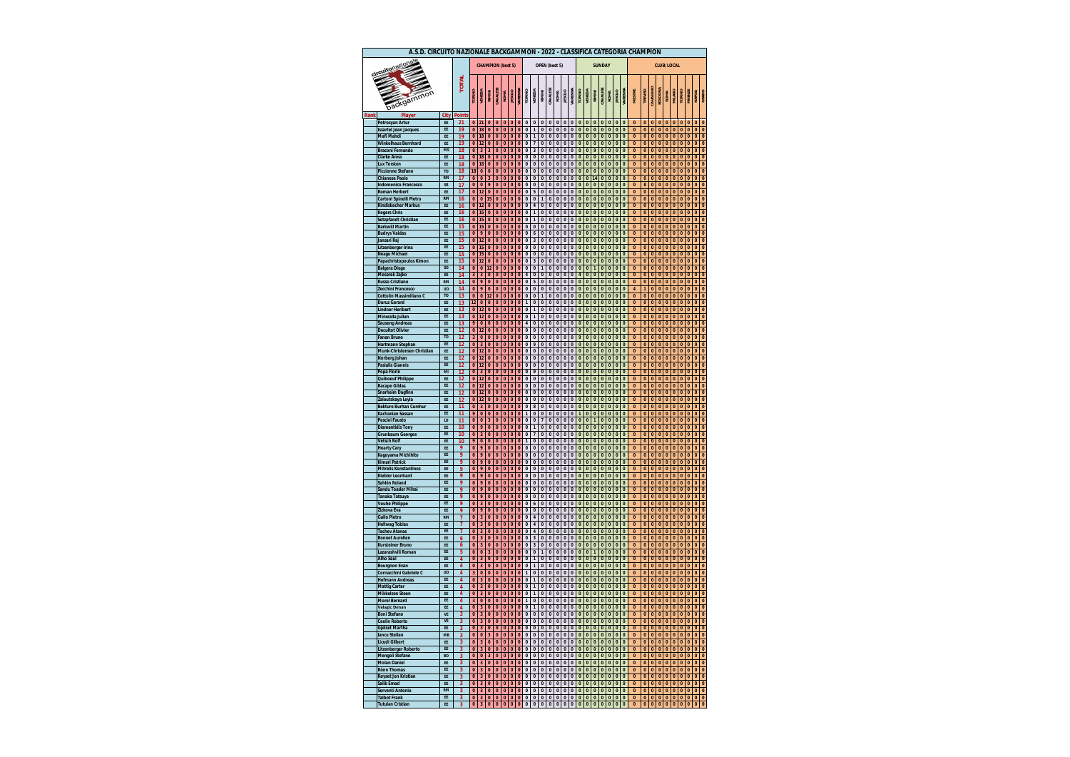# A.S.D. CIRCUITO NAZIONALE BACKGAMMON - 2022 - CLASSIFICA CATEGORIA CHAMPION

| Rank | Player | City | TOTAL Points | CHAMPION (best 5) TORINO | VENEZIA | RIMINI | CAVALESE | ROMA | JESOLO | VARENNA | OPEN (best 5) TORINO | VENEZIA | RIMINI | CAVALESE | ROMA | JESOLO | VARENNA | SUNDAY TORINO | VENEZIA | RIMINI | CAVALESE | ROMA | JESOLO | VARENNA | CLUB/LOCAL MESTRE | TREVISO | CAVALLINO | BOLOGNA | ROMA | MILANO | TORINO | PARMA | NAPOLI | GRADO |
|---|---|---|---|---|---|---|---|---|---|---|---|---|---|---|---|---|---|---|---|---|---|---|---|---|---|---|---|---|---|---|---|---|---|---|
| | Petrosyan Artur | EE | 21 | 0 | 21 | 0 | 0 | 0 | 0 | 0 | 0 | 0 | 0 | 0 | 0 | 0 | 0 | 0 | 0 | 0 | 0 | 0 | 0 | 0 | 0 | 0 | 0 | 0 | 0 | 0 | 0 | 0 | 0 | 0 |
| | Issartel Jean Jacques | EE | 19 | 0 | 18 | 0 | 0 | 0 | 0 | 0 | 0 | 1 | 0 | 0 | 0 | 0 | 0 | 0 | 0 | 0 | 0 | 0 | 0 | 0 | 0 | 0 | 0 | 0 | 0 | 0 | 0 | 0 | 0 | 0 |
| | Mafi Mahdi | EE | 19 | 0 | 18 | 0 | 0 | 0 | 0 | 0 | 0 | 1 | 0 | 0 | 0 | 0 | 0 | 0 | 0 | 0 | 0 | 0 | 0 | 0 | 0 | 0 | 0 | 0 | 0 | 0 | 0 | 0 | 0 | 0 |
| | Winkelhaus Bernhard | EE | 19 | 0 | 12 | 0 | 0 | 0 | 0 | 0 | 0 | 7 | 0 | 0 | 0 | 0 | 0 | 0 | 0 | 0 | 0 | 0 | 0 | 0 | 0 | 0 | 0 | 0 | 0 | 0 | 0 | 0 | 0 | 0 |
| | Braconi Fernando | MS | 18 | 0 | 3 | 3 | 0 | 0 | 0 | 0 | 0 | 3 | 0 | 0 | 0 | 0 | 0 | 0 | 0 | 9 | 0 | 0 | 0 | 0 | 0 | 0 | 0 | 0 | 0 | 0 | 0 | 0 | 0 | 0 |
| | Clarke Anna | EE | 18 | 0 | 18 | 0 | 0 | 0 | 0 | 0 | 0 | 0 | 0 | 0 | 0 | 0 | 0 | 0 | 0 | 0 | 0 | 0 | 0 | 0 | 0 | 0 | 0 | 0 | 0 | 0 | 0 | 0 | 0 | 0 |
| | Lux Torsten | EE | 18 | 0 | 18 | 0 | 0 | 0 | 0 | 0 | 0 | 0 | 0 | 0 | 0 | 0 | 0 | 0 | 0 | 0 | 0 | 0 | 0 | 0 | 0 | 0 | 0 | 0 | 0 | 0 | 0 | 0 | 0 | 0 |
| | Piccionne Stefano | TO | 18 | 18 | 0 | 0 | 0 | 0 | 0 | 0 | 0 | 0 | 0 | 0 | 0 | 0 | 0 | 0 | 0 | 0 | 0 | 0 | 0 | 0 | 0 | 0 | 0 | 0 | 0 | 0 | 0 | 0 | 0 | 0 |
| | Chianese Paolo | RM | 17 | 0 | 0 | 3 | 0 | 0 | 0 | 0 | 0 | 0 | 0 | 0 | 0 | 0 | 0 | 0 | 0 | 14 | 0 | 0 | 0 | 0 | 0 | 0 | 0 | 0 | 0 | 0 | 0 | 0 | 0 | 0 |
| | Indomenico Francesco | SR | 17 | 0 | 0 | 9 | 0 | 0 | 0 | 0 | 0 | 0 | 0 | 0 | 0 | 0 | 0 | 0 | 0 | 0 | 0 | 0 | 0 | 0 | 0 | 8 | 0 | 0 | 0 | 0 | 0 | 0 | 0 | 0 |
| | Roman Herbert | EE | 17 | 0 | 12 | 0 | 0 | 0 | 0 | 0 | 0 | 5 | 0 | 0 | 0 | 0 | 0 | 0 | 0 | 0 | 0 | 0 | 0 | 0 | 0 | 0 | 0 | 0 | 0 | 0 | 0 | 0 | 0 | 0 |
| | Cartoni Spinelli Pietro | RM | 16 | 0 | 0 | 15 | 0 | 0 | 0 | 0 | 0 | 0 | 1 | 0 | 0 | 0 | 0 | 0 | 0 | 0 | 0 | 0 | 0 | 0 | 0 | 0 | 0 | 0 | 0 | 0 | 0 | 0 | 0 | 0 |
| | Rindlisbacher Markus | EE | 16 | 0 | 12 | 0 | 0 | 0 | 0 | 0 | 0 | 4 | 0 | 0 | 0 | 0 | 0 | 0 | 0 | 0 | 0 | 0 | 0 | 0 | 0 | 0 | 0 | 0 | 0 | 0 | 0 | 0 | 0 | 0 |
| | Rogers Chris | EE | 16 | 0 | 15 | 0 | 0 | 0 | 0 | 0 | 0 | 1 | 0 | 0 | 0 | 0 | 0 | 0 | 0 | 0 | 0 | 0 | 0 | 0 | 0 | 0 | 0 | 0 | 0 | 0 | 0 | 0 | 0 | 0 |
| | Setzpfandt Christian | EE | 16 | 0 | 15 | 0 | 0 | 0 | 0 | 0 | 0 | 1 | 0 | 0 | 0 | 0 | 0 | 0 | 0 | 0 | 0 | 0 | 0 | 0 | 0 | 0 | 0 | 0 | 0 | 0 | 0 | 0 | 0 | 0 |
| | Barkwill Martin | EE | 15 | 0 | 15 | 0 | 0 | 0 | 0 | 0 | 0 | 0 | 0 | 0 | 0 | 0 | 0 | 0 | 0 | 0 | 0 | 0 | 0 | 0 | 0 | 0 | 0 | 0 | 0 | 0 | 0 | 0 | 0 | 0 |
| | Budrys Vaidas | EE | 15 | 0 | 9 | 0 | 0 | 0 | 0 | 0 | 0 | 6 | 0 | 0 | 0 | 0 | 0 | 0 | 0 | 0 | 0 | 0 | 0 | 0 | 0 | 0 | 0 | 0 | 0 | 0 | 0 | 0 | 0 | 0 |
| | Jansari Raj | EE | 15 | 0 | 12 | 0 | 0 | 0 | 0 | 0 | 0 | 3 | 0 | 0 | 0 | 0 | 0 | 0 | 0 | 0 | 0 | 0 | 0 | 0 | 0 | 0 | 0 | 0 | 0 | 0 | 0 | 0 | 0 | 0 |
| | Litzenberger Irina | EE | 15 | 0 | 15 | 0 | 0 | 0 | 0 | 0 | 0 | 0 | 0 | 0 | 0 | 0 | 0 | 0 | 0 | 0 | 0 | 0 | 0 | 0 | 0 | 0 | 0 | 0 | 0 | 0 | 0 | 0 | 0 | 0 |
| | Neagu Michael | EE | 15 | 0 | 15 | 0 | 0 | 0 | 0 | 0 | 0 | 0 | 0 | 0 | 0 | 0 | 0 | 0 | 0 | 0 | 0 | 0 | 0 | 0 | 0 | 0 | 0 | 0 | 0 | 0 | 0 | 0 | 0 | 0 |
| | Papachristopoulos Kimon | EE | 15 | 0 | 12 | 0 | 0 | 0 | 0 | 0 | 0 | 3 | 0 | 0 | 0 | 0 | 0 | 0 | 0 | 0 | 0 | 0 | 0 | 0 | 0 | 0 | 0 | 0 | 0 | 0 | 0 | 0 | 0 | 0 |
| | Balgera Diego | SO | 14 | 0 | 0 | 12 | 0 | 0 | 0 | 0 | 0 | 0 | 1 | 0 | 0 | 0 | 0 | 0 | 0 | 1 | 0 | 0 | 0 | 0 | 0 | 0 | 0 | 0 | 0 | 0 | 0 | 0 | 0 | 0 |
| | Mesarek Zejko | EE | 14 | 3 | 3 | 0 | 0 | 0 | 0 | 0 | 4 | 0 | 0 | 0 | 0 | 0 | 0 | 4 | 0 | 0 | 0 | 0 | 0 | 0 | 0 | 0 | 0 | 0 | 0 | 0 | 0 | 0 | 0 | 0 |
| | Russo Cristiano | RM | 14 | 0 | 9 | 0 | 0 | 0 | 0 | 0 | 0 | 5 | 0 | 0 | 0 | 0 | 0 | 0 | 0 | 0 | 0 | 0 | 0 | 0 | 0 | 0 | 0 | 0 | 0 | 0 | 0 | 0 | 0 | 0 |
| | Zecchini Francesco | UD | 14 | 0 | 9 | 0 | 0 | 0 | 0 | 0 | 0 | 0 | 0 | 0 | 0 | 0 | 0 | 0 | 0 | 0 | 0 | 0 | 0 | 0 | 4 | 1 | 0 | 0 | 0 | 0 | 0 | 0 | 0 | 0 |
| | Cettolin Massimiliano C | TO | 13 | 0 | 0 | 12 | 0 | 0 | 0 | 0 | 0 | 0 | 1 | 0 | 0 | 0 | 0 | 0 | 0 | 0 | 0 | 0 | 0 | 0 | 0 | 0 | 0 | 0 | 0 | 0 | 0 | 0 | 0 | 0 |
| | Duruz Gerard | EE | 13 | 12 | 0 | 0 | 0 | 0 | 0 | 0 | 1 | 0 | 0 | 0 | 0 | 0 | 0 | 0 | 0 | 0 | 0 | 0 | 0 | 0 | 0 | 0 | 0 | 0 | 0 | 0 | 0 | 0 | 0 | 0 |
| | Lindner Heribert | EE | 13 | 0 | 12 | 0 | 0 | 0 | 0 | 0 | 0 | 1 | 0 | 0 | 0 | 0 | 0 | 0 | 0 | 0 | 0 | 0 | 0 | 0 | 0 | 0 | 0 | 0 | 0 | 0 | 0 | 0 | 0 | 0 |
| | Minwalla Julian | EE | 13 | 0 | 12 | 0 | 0 | 0 | 0 | 0 | 0 | 1 | 0 | 0 | 0 | 0 | 0 | 0 | 0 | 0 | 0 | 0 | 0 | 0 | 0 | 0 | 0 | 0 | 0 | 0 | 0 | 0 | 0 | 0 |
| | Sauseng Andreas | EE | 13 | 9 | 0 | 0 | 0 | 0 | 0 | 0 | 4 | 0 | 0 | 0 | 0 | 0 | 0 | 0 | 0 | 0 | 0 | 0 | 0 | 0 | 0 | 0 | 0 | 0 | 0 | 0 | 0 | 0 | 0 | 0 |
| | Decultot Olivier | EE | 12 | 0 | 12 | 0 | 0 | 0 | 0 | 0 | 0 | 0 | 0 | 0 | 0 | 0 | 0 | 0 | 0 | 0 | 0 | 0 | 0 | 0 | 0 | 0 | 0 | 0 | 0 | 0 | 0 | 0 | 0 | 0 |
| | Fanan Bruno | TO | 12 | 3 | 0 | 0 | 0 | 0 | 0 | 0 | 0 | 0 | 0 | 0 | 0 | 0 | 0 | 9 | 0 | 0 | 0 | 0 | 0 | 0 | 0 | 0 | 0 | 0 | 0 | 0 | 0 | 0 | 0 | 0 |
| | Hartmann Stephan | EE | 12 | 0 | 3 | 0 | 0 | 0 | 0 | 0 | 0 | 9 | 0 | 0 | 0 | 0 | 0 | 0 | 0 | 0 | 0 | 0 | 0 | 0 | 0 | 0 | 0 | 0 | 0 | 0 | 0 | 0 | 0 | 0 |
| | Munk-Christensen Christian | EE | 12 | 0 | 12 | 0 | 0 | 0 | 0 | 0 | 0 | 0 | 0 | 0 | 0 | 0 | 0 | 0 | 0 | 0 | 0 | 0 | 0 | 0 | 0 | 0 | 0 | 0 | 0 | 0 | 0 | 0 | 0 | 0 |
| | Norberg Johan | EE | 12 | 0 | 12 | 0 | 0 | 0 | 0 | 0 | 0 | 0 | 0 | 0 | 0 | 0 | 0 | 0 | 0 | 0 | 0 | 0 | 0 | 0 | 0 | 0 | 0 | 0 | 0 | 0 | 0 | 0 | 0 | 0 |
| | Pasialis Giannis | EE | 12 | 0 | 12 | 0 | 0 | 0 | 0 | 0 | 0 | 0 | 0 | 0 | 0 | 0 | 0 | 0 | 0 | 0 | 0 | 0 | 0 | 0 | 0 | 0 | 0 | 0 | 0 | 0 | 0 | 0 | 0 | 0 |
| | Popa Florin | MI | 12 | 0 | 3 | 0 | 0 | 0 | 0 | 0 | 0 | 9 | 0 | 0 | 0 | 0 | 0 | 0 | 0 | 0 | 0 | 0 | 0 | 0 | 0 | 0 | 0 | 0 | 0 | 0 | 0 | 0 | 0 | 0 |
| | Quiboeuf Philippe | EE | 12 | 0 | 12 | 0 | 0 | 0 | 0 | 0 | 0 | 0 | 0 | 0 | 0 | 0 | 0 | 0 | 0 | 0 | 0 | 0 | 0 | 0 | 0 | 0 | 0 | 0 | 0 | 0 | 0 | 0 | 0 | 0 |
| | Racape Gildas | EE | 12 | 0 | 12 | 0 | 0 | 0 | 0 | 0 | 0 | 0 | 0 | 0 | 0 | 0 | 0 | 0 | 0 | 0 | 0 | 0 | 0 | 0 | 0 | 0 | 0 | 0 | 0 | 0 | 0 | 0 | 0 | 0 |
| | Snarheim Dagfinn | EE | 12 | 0 | 12 | 0 | 0 | 0 | 0 | 0 | 0 | 0 | 0 | 0 | 0 | 0 | 0 | 0 | 0 | 0 | 0 | 0 | 0 | 0 | 0 | 0 | 0 | 0 | 0 | 0 | 0 | 0 | 0 | 0 |
| | Zaloutskaya Leyla | EE | 12 | 0 | 12 | 0 | 0 | 0 | 0 | 0 | 0 | 0 | 0 | 0 | 0 | 0 | 0 | 0 | 0 | 0 | 0 | 0 | 0 | 0 | 0 | 0 | 0 | 0 | 0 | 0 | 0 | 0 | 0 | 0 |
| | Bekture Burhan Cumhur | EE | 11 | 0 | 3 | 0 | 0 | 0 | 0 | 0 | 0 | 8 | 0 | 0 | 0 | 0 | 0 | 0 | 0 | 0 | 0 | 0 | 0 | 0 | 0 | 0 | 0 | 0 | 0 | 0 | 0 | 0 | 0 | 0 |
| | Kachanian Sassan | EE | 11 | 9 | 0 | 0 | 0 | 0 | 0 | 0 | 1 | 0 | 0 | 0 | 0 | 0 | 0 | 1 | 0 | 0 | 0 | 0 | 0 | 0 | 0 | 0 | 0 | 0 | 0 | 0 | 0 | 0 | 0 | 0 |
| | Pescini Fausto | LO | 11 | 0 | 0 | 3 | 0 | 0 | 0 | 0 | 0 | 0 | 7 | 0 | 0 | 0 | 0 | 0 | 0 | 1 | 0 | 0 | 0 | 0 | 0 | 0 | 0 | 0 | 0 | 0 | 0 | 0 | 0 | 0 |
| | Diamantidis Tony | EE | 10 | 0 | 9 | 0 | 0 | 0 | 0 | 0 | 0 | 1 | 0 | 0 | 0 | 0 | 0 | 0 | 0 | 0 | 0 | 0 | 0 | 0 | 0 | 0 | 0 | 0 | 0 | 0 | 0 | 0 | 0 | 0 |
| | Grunbaum Georges | EE | 10 | 0 | 3 | 0 | 0 | 0 | 0 | 0 | 0 | 7 | 0 | 0 | 0 | 0 | 0 | 0 | 0 | 0 | 0 | 0 | 0 | 0 | 0 | 0 | 0 | 0 | 0 | 0 | 0 | 0 | 0 | 0 |
| | Vetsch Rolf | EE | 10 | 9 | 0 | 0 | 0 | 0 | 0 | 0 | 1 | 0 | 0 | 0 | 0 | 0 | 0 | 0 | 0 | 0 | 0 | 0 | 0 | 0 | 0 | 0 | 0 | 0 | 0 | 0 | 0 | 0 | 0 | 0 |
| | Hoarty Cary | EE | 9 | 0 | 9 | 0 | 0 | 0 | 0 | 0 | 0 | 0 | 0 | 0 | 0 | 0 | 0 | 0 | 0 | 0 | 0 | 0 | 0 | 0 | 0 | 0 | 0 | 0 | 0 | 0 | 0 | 0 | 0 | 0 |
| | Kageyama Michihito | EE | 9 | 0 | 9 | 0 | 0 | 0 | 0 | 0 | 0 | 0 | 0 | 0 | 0 | 0 | 0 | 0 | 0 | 0 | 0 | 0 | 0 | 0 | 0 | 0 | 0 | 0 | 0 | 0 | 0 | 0 | 0 | 0 |
| | Kimari Patrick | EE | 9 | 0 | 9 | 0 | 0 | 0 | 0 | 0 | 0 | 0 | 0 | 0 | 0 | 0 | 0 | 0 | 0 | 0 | 0 | 0 | 0 | 0 | 0 | 0 | 0 | 0 | 0 | 0 | 0 | 0 | 0 | 0 |
| | Mitrelis Konstantinos | EE | 9 | 0 | 9 | 0 | 0 | 0 | 0 | 0 | 0 | 0 | 0 | 0 | 0 | 0 | 0 | 0 | 0 | 0 | 0 | 0 | 0 | 0 | 0 | 0 | 0 | 0 | 0 | 0 | 0 | 0 | 0 | 0 |
| | Riebler Leonhard | EE | 9 | 0 | 9 | 0 | 0 | 0 | 0 | 0 | 0 | 0 | 0 | 0 | 0 | 0 | 0 | 0 | 0 | 0 | 0 | 0 | 0 | 0 | 0 | 0 | 0 | 0 | 0 | 0 | 0 | 0 | 0 | 0 |
| | Sahlén Roland | EE | 9 | 0 | 9 | 0 | 0 | 0 | 0 | 0 | 0 | 0 | 0 | 0 | 0 | 0 | 0 | 0 | 0 | 0 | 0 | 0 | 0 | 0 | 0 | 0 | 0 | 0 | 0 | 0 | 0 | 0 | 0 | 0 |
| | Sandu Toader Mihai | EE | 9 | 0 | 9 | 0 | 0 | 0 | 0 | 0 | 0 | 0 | 0 | 0 | 0 | 0 | 0 | 0 | 0 | 0 | 0 | 0 | 0 | 0 | 0 | 0 | 0 | 0 | 0 | 0 | 0 | 0 | 0 | 0 |
| | Tanaka Tatsuya | EE | 9 | 0 | 9 | 0 | 0 | 0 | 0 | 0 | 0 | 0 | 0 | 0 | 0 | 0 | 0 | 0 | 0 | 0 | 0 | 0 | 0 | 0 | 0 | 0 | 0 | 0 | 0 | 0 | 0 | 0 | 0 | 0 |
| | Vouhé Philippe | EE | 9 | 0 | 3 | 0 | 0 | 0 | 0 | 0 | 0 | 6 | 0 | 0 | 0 | 0 | 0 | 0 | 0 | 0 | 0 | 0 | 0 | 0 | 0 | 0 | 0 | 0 | 0 | 0 | 0 | 0 | 0 | 0 |
| | Zizkova Eva | EE | 9 | 0 | 9 | 0 | 0 | 0 | 0 | 0 | 0 | 0 | 0 | 0 | 0 | 0 | 0 | 0 | 0 | 0 | 0 | 0 | 0 | 0 | 0 | 0 | 0 | 0 | 0 | 0 | 0 | 0 | 0 | 0 |
| | Gallo Pietro | RM | 7 | 0 | 3 | 0 | 0 | 0 | 0 | 0 | 0 | 4 | 0 | 0 | 0 | 0 | 0 | 0 | 0 | 0 | 0 | 0 | 0 | 0 | 0 | 0 | 0 | 0 | 0 | 0 | 0 | 0 | 0 | 0 |
| | Hellwag Tobias | EE | 7 | 0 | 3 | 0 | 0 | 0 | 0 | 0 | 0 | 4 | 0 | 0 | 0 | 0 | 0 | 0 | 0 | 0 | 0 | 0 | 0 | 0 | 0 | 0 | 0 | 0 | 0 | 0 | 0 | 0 | 0 | 0 |
| | Tachev Atanas | EE | 7 | 0 | 3 | 0 | 0 | 0 | 0 | 0 | 0 | 4 | 0 | 0 | 0 | 0 | 0 | 0 | 0 | 0 | 0 | 0 | 0 | 0 | 0 | 0 | 0 | 0 | 0 | 0 | 0 | 0 | 0 | 0 |
| | Bonnet Aurelien | EE | 6 | 0 | 3 | 0 | 0 | 0 | 0 | 0 | 0 | 3 | 0 | 0 | 0 | 0 | 0 | 0 | 0 | 0 | 0 | 0 | 0 | 0 | 0 | 0 | 0 | 0 | 0 | 0 | 0 | 0 | 0 | 0 |
| | Kursteiner Bruno | EE | 6 | 0 | 3 | 0 | 0 | 0 | 0 | 0 | 0 | 3 | 0 | 0 | 0 | 0 | 0 | 0 | 0 | 0 | 0 | 0 | 0 | 0 | 0 | 0 | 0 | 0 | 0 | 0 | 0 | 0 | 0 | 0 |
| | Lazarashvili Roman | EE | 5 | 0 | 0 | 3 | 0 | 0 | 0 | 0 | 0 | 0 | 1 | 0 | 0 | 0 | 0 | 0 | 0 | 1 | 0 | 0 | 0 | 0 | 0 | 0 | 0 | 0 | 0 | 0 | 0 | 0 | 0 | 0 |
| | Alho Saul | EE | 4 | 0 | 3 | 0 | 0 | 0 | 0 | 0 | 0 | 1 | 0 | 0 | 0 | 0 | 0 | 0 | 0 | 0 | 0 | 0 | 0 | 0 | 0 | 0 | 0 | 0 | 0 | 0 | 0 | 0 | 0 | 0 |
| | Bourgnon Evan | EE | 4 | 0 | 3 | 0 | 0 | 0 | 0 | 0 | 0 | 1 | 0 | 0 | 0 | 0 | 0 | 0 | 0 | 0 | 0 | 0 | 0 | 0 | 0 | 0 | 0 | 0 | 0 | 0 | 0 | 0 | 0 | 0 |
| | Cornacchini Gabriele C | UD | 4 | 3 | 0 | 0 | 0 | 0 | 0 | 0 | 1 | 0 | 0 | 0 | 0 | 0 | 0 | 0 | 0 | 0 | 0 | 0 | 0 | 0 | 0 | 0 | 0 | 0 | 0 | 0 | 0 | 0 | 0 | 0 |
| | Hofmann Andreas | EE | 4 | 0 | 3 | 0 | 0 | 0 | 0 | 0 | 0 | 1 | 0 | 0 | 0 | 0 | 0 | 0 | 0 | 0 | 0 | 0 | 0 | 0 | 0 | 0 | 0 | 0 | 0 | 0 | 0 | 0 | 0 | 0 |
| | Mattig Carter | EE | 4 | 0 | 3 | 0 | 0 | 0 | 0 | 0 | 0 | 1 | 0 | 0 | 0 | 0 | 0 | 0 | 0 | 0 | 0 | 0 | 0 | 0 | 0 | 0 | 0 | 0 | 0 | 0 | 0 | 0 | 0 | 0 |
| | Mikkelsen Steen | EE | 4 | 0 | 3 | 0 | 0 | 0 | 0 | 0 | 0 | 1 | 0 | 0 | 0 | 0 | 0 | 0 | 0 | 0 | 0 | 0 | 0 | 0 | 0 | 0 | 0 | 0 | 0 | 0 | 0 | 0 | 0 | 0 |
| | Morel Bernard | EE | 4 | 3 | 0 | 0 | 0 | 0 | 0 | 0 | 1 | 0 | 0 | 0 | 0 | 0 | 0 | 0 | 0 | 0 | 0 | 0 | 0 | 0 | 0 | 0 | 0 | 0 | 0 | 0 | 0 | 0 | 0 | 0 |
| | Velagic Denan | EE | 4 | 0 | 3 | 0 | 0 | 0 | 0 | 0 | 0 | 1 | 0 | 0 | 0 | 0 | 0 | 0 | 0 | 0 | 0 | 0 | 0 | 0 | 0 | 0 | 0 | 0 | 0 | 0 | 0 | 0 | 0 | 0 |
| | Boni Stefano | VE | 3 | 0 | 3 | 0 | 0 | 0 | 0 | 0 | 0 | 0 | 0 | 0 | 0 | 0 | 0 | 0 | 0 | 0 | 0 | 0 | 0 | 0 | 0 | 0 | 0 | 0 | 0 | 0 | 0 | 0 | 0 | 0 |
| | Ceolin Roberto | VE | 3 | 0 | 3 | 0 | 0 | 0 | 0 | 0 | 0 | 0 | 0 | 0 | 0 | 0 | 0 | 0 | 0 | 0 | 0 | 0 | 0 | 0 | 0 | 0 | 0 | 0 | 0 | 0 | 0 | 0 | 0 | 0 |
| | Gjelset Martha | EE | 3 | 0 | 3 | 0 | 0 | 0 | 0 | 0 | 0 | 0 | 0 | 0 | 0 | 0 | 0 | 0 | 0 | 0 | 0 | 0 | 0 | 0 | 0 | 0 | 0 | 0 | 0 | 0 | 0 | 0 | 0 | 0 |
| | Iancu Stelian | MB | 3 | 0 | 0 | 3 | 0 | 0 | 0 | 0 | 0 | 0 | 0 | 0 | 0 | 0 | 0 | 0 | 0 | 0 | 0 | 0 | 0 | 0 | 0 | 0 | 0 | 0 | 0 | 0 | 0 | 0 | 0 | 0 |
| | Licudi Gilbert | EE | 3 | 0 | 3 | 0 | 0 | 0 | 0 | 0 | 0 | 0 | 0 | 0 | 0 | 0 | 0 | 0 | 0 | 0 | 0 | 0 | 0 | 0 | 0 | 0 | 0 | 0 | 0 | 0 | 0 | 0 | 0 | 0 |
| | Litzenberger Roberto | EE | 3 | 0 | 3 | 0 | 0 | 0 | 0 | 0 | 0 | 0 | 0 | 0 | 0 | 0 | 0 | 0 | 0 | 0 | 0 | 0 | 0 | 0 | 0 | 0 | 0 | 0 | 0 | 0 | 0 | 0 | 0 | 0 |
| | Mengoli Stefano | BO | 3 | 0 | 0 | 3 | 0 | 0 | 0 | 0 | 0 | 0 | 0 | 0 | 0 | 0 | 0 | 0 | 0 | 0 | 0 | 0 | 0 | 0 | 0 | 0 | 0 | 0 | 0 | 0 | 0 | 0 | 0 | 0 |
| | Molan Daniel | EE | 3 | 0 | 3 | 0 | 0 | 0 | 0 | 0 | 0 | 0 | 0 | 0 | 0 | 0 | 0 | 0 | 0 | 0 | 0 | 0 | 0 | 0 | 0 | 0 | 0 | 0 | 0 | 0 | 0 | 0 | 0 | 0 |
| | Rönn Thomas | EE | 3 | 0 | 3 | 0 | 0 | 0 | 0 | 0 | 0 | 0 | 0 | 0 | 0 | 0 | 0 | 0 | 0 | 0 | 0 | 0 | 0 | 0 | 0 | 0 | 0 | 0 | 0 | 0 | 0 | 0 | 0 | 0 |
| | Reyset Jon Kristian | EE | 3 | 0 | 3 | 0 | 0 | 0 | 0 | 0 | 0 | 0 | 0 | 0 | 0 | 0 | 0 | 0 | 0 | 0 | 0 | 0 | 0 | 0 | 0 | 0 | 0 | 0 | 0 | 0 | 0 | 0 | 0 | 0 |
| | Salib Emad | EE | 3 | 0 | 3 | 0 | 0 | 0 | 0 | 0 | 0 | 0 | 0 | 0 | 0 | 0 | 0 | 0 | 0 | 0 | 0 | 0 | 0 | 0 | 0 | 0 | 0 | 0 | 0 | 0 | 0 | 0 | 0 | 0 |
| | Serventi Antonio | RM | 3 | 0 | 3 | 0 | 0 | 0 | 0 | 0 | 0 | 0 | 0 | 0 | 0 | 0 | 0 | 0 | 0 | 0 | 0 | 0 | 0 | 0 | 0 | 0 | 0 | 0 | 0 | 0 | 0 | 0 | 0 | 0 |
| | Talbot Frank | EE | 3 | 0 | 3 | 0 | 0 | 0 | 0 | 0 | 0 | 0 | 0 | 0 | 0 | 0 | 0 | 0 | 0 | 0 | 0 | 0 | 0 | 0 | 0 | 0 | 0 | 0 | 0 | 0 | 0 | 0 | 0 | 0 |
| | Tutulan Cristian | EE | 3 | 0 | 3 | 0 | 0 | 0 | 0 | 0 | 0 | 0 | 0 | 0 | 0 | 0 | 0 | 0 | 0 | 0 | 0 | 0 | 0 | 0 | 0 | 0 | 0 | 0 | 0 | 0 | 0 | 0 | 0 | 0 |